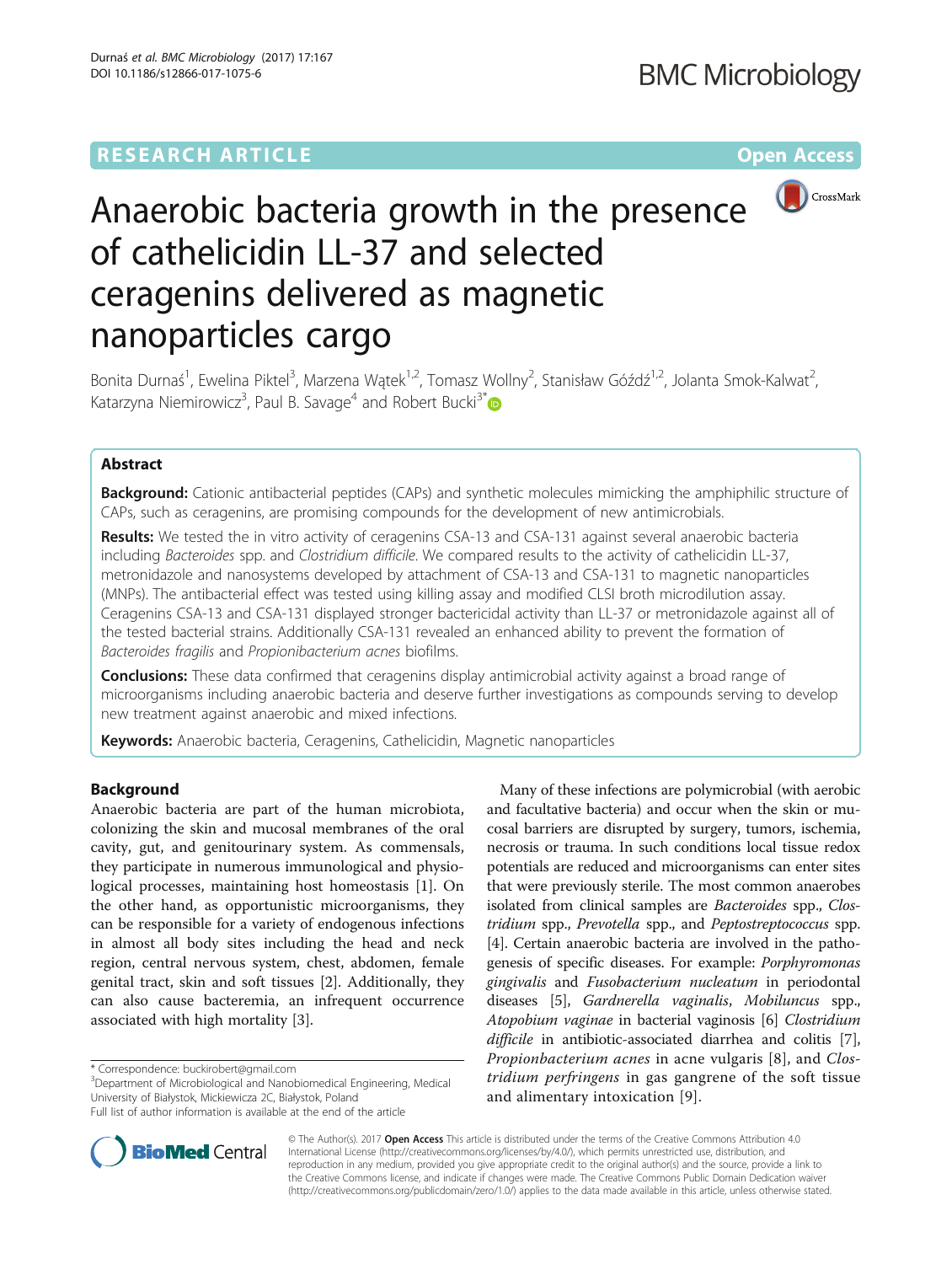# Anaerobic bacteria growth in the presence of cathelicidin LL-37 and selected ceragenins delivered as magnetic nanoparticles cargo

Bonita Durnaś[1], Ewelina Piktel[3], Marzena Wątek[1,2], Tomasz Wollny[2], Stanisław Góźdź[1,2], Jolanta Smok-Kalwat[2], Katarzyna Niemirowicz[3], Paul B. Savage[4] and Robert Bucki[3*]

## Abstract

**Background:** Cationic antibacterial peptides (CAPs) and synthetic molecules mimicking the amphiphilic structure of CAPs, such as ceragenins, are promising compounds for the development of new antimicrobials.

**Results:** We tested the in vitro activity of ceragenins CSA-13 and CSA-131 against several anaerobic bacteria including *Bacteroides* spp. and *Clostridium difficile*. We compared results to the activity of cathelicidin LL-37, metronidazole and nanosystems developed by attachment of CSA-13 and CSA-131 to magnetic nanoparticles (MNPs). The antibacterial effect was tested using killing assay and modified CLSI broth microdilution assay. Ceragenins CSA-13 and CSA-131 displayed stronger bactericidal activity than LL-37 or metronidazole against all of the tested bacterial strains. Additionally CSA-131 revealed an enhanced ability to prevent the formation of *Bacteroides fragilis* and *Propionibacterium acnes* biofilms.

**Conclusions:** These data confirmed that ceragenins display antimicrobial activity against a broad range of microorganisms including anaerobic bacteria and deserve further investigations as compounds serving to develop new treatment against anaerobic and mixed infections.

**Keywords:** Anaerobic bacteria, Ceragenins, Cathelicidin, Magnetic nanoparticles

## Background

Anaerobic bacteria are part of the human microbiota, colonizing the skin and mucosal membranes of the oral cavity, gut, and genitourinary system. As commensals, they participate in numerous immunological and physiological processes, maintaining host homeostasis [1]. On the other hand, as opportunistic microorganisms, they can be responsible for a variety of endogenous infections in almost all body sites including the head and neck region, central nervous system, chest, abdomen, female genital tract, skin and soft tissues [2]. Additionally, they can also cause bacteremia, an infrequent occurrence associated with high mortality [3].

Many of these infections are polymicrobial (with aerobic and facultative bacteria) and occur when the skin or mucosal barriers are disrupted by surgery, tumors, ischemia, necrosis or trauma. In such conditions local tissue redox potentials are reduced and microorganisms can enter sites that were previously sterile. The most common anaerobes isolated from clinical samples are *Bacteroides* spp., *Clostridium* spp., *Prevotella* spp., and *Peptostreptococcus* spp. [4]. Certain anaerobic bacteria are involved in the pathogenesis of specific diseases. For example: *Porphyromonas gingivalis* and *Fusobacterium nucleatum* in periodontal diseases [5], *Gardnerella vaginalis*, *Mobiluncus* spp., *Atopobium vaginae* in bacterial vaginosis [6] *Clostridium difficile* in antibiotic-associated diarrhea and colitis [7], *Propionibacterium acnes* in acne vulgaris [8], and *Clostridium perfringens* in gas gangrene of the soft tissue and alimentary intoxication [9].

* Correspondence: buckirobert@gmail.com

[3]Department of Microbiological and Nanobiomedical Engineering, Medical University of Białystok, Mickiewicza 2C, Białystok, Poland

Full list of author information is available at the end of the article

© The Author(s). 2017 **Open Access** This article is distributed under the terms of the Creative Commons Attribution 4.0 International License (http://creativecommons.org/licenses/by/4.0/), which permits unrestricted use, distribution, and reproduction in any medium, provided you give appropriate credit to the original author(s) and the source, provide a link to the Creative Commons license, and indicate if changes were made. The Creative Commons Public Domain Dedication waiver (http://creativecommons.org/publicdomain/zero/1.0/) applies to the data made available in this article, unless otherwise stated.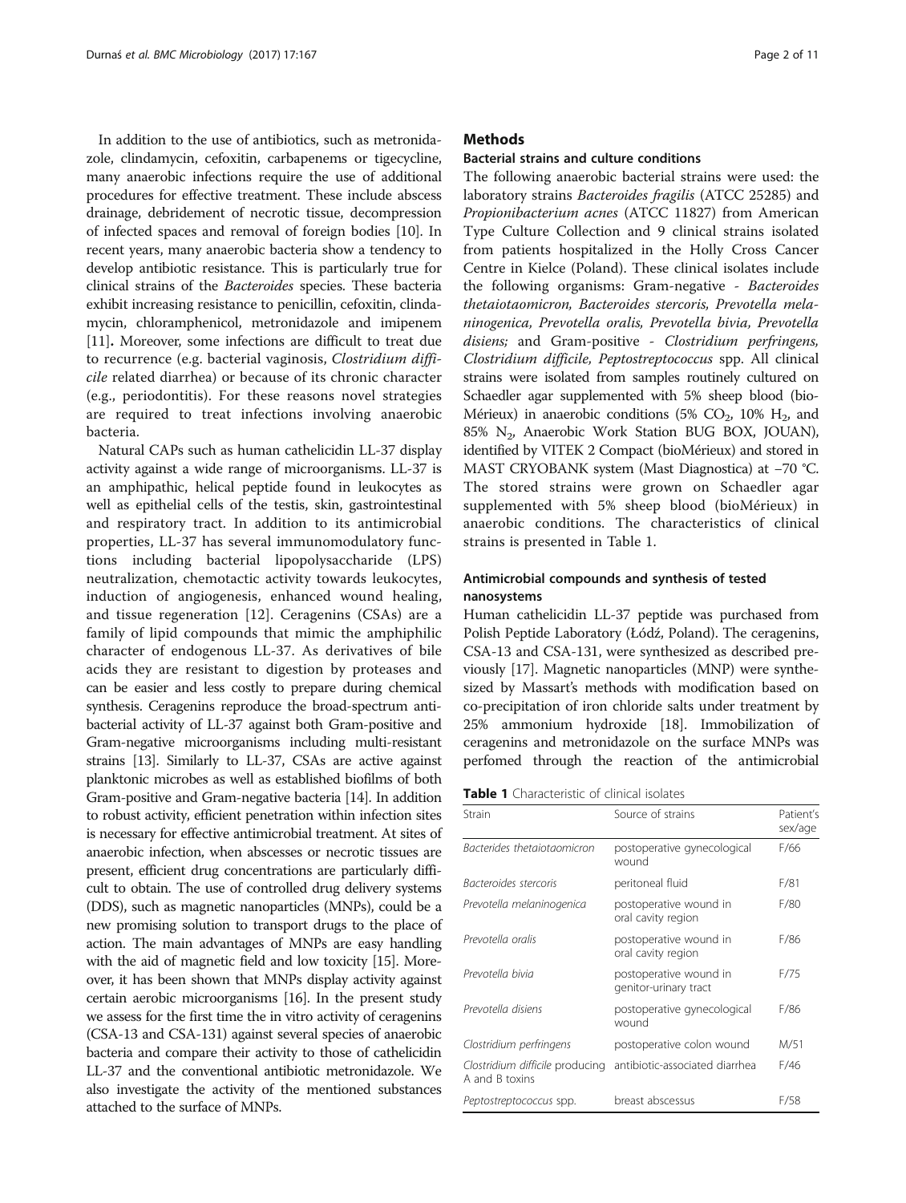In addition to the use of antibiotics, such as metronidazole, clindamycin, cefoxitin, carbapenems or tigecycline, many anaerobic infections require the use of additional procedures for effective treatment. These include abscess drainage, debridement of necrotic tissue, decompression of infected spaces and removal of foreign bodies [10]. In recent years, many anaerobic bacteria show a tendency to develop antibiotic resistance. This is particularly true for clinical strains of the *Bacteroides* species. These bacteria exhibit increasing resistance to penicillin, cefoxitin, clindamycin, chloramphenicol, metronidazole and imipenem [11]. Moreover, some infections are difficult to treat due to recurrence (e.g. bacterial vaginosis, *Clostridium difficile* related diarrhea) or because of its chronic character (e.g., periodontitis). For these reasons novel strategies are required to treat infections involving anaerobic bacteria.

Natural CAPs such as human cathelicidin LL-37 display activity against a wide range of microorganisms. LL-37 is an amphipathic, helical peptide found in leukocytes as well as epithelial cells of the testis, skin, gastrointestinal and respiratory tract. In addition to its antimicrobial properties, LL-37 has several immunomodulatory functions including bacterial lipopolysaccharide (LPS) neutralization, chemotactic activity towards leukocytes, induction of angiogenesis, enhanced wound healing, and tissue regeneration [12]. Ceragenins (CSAs) are a family of lipid compounds that mimic the amphiphilic character of endogenous LL-37. As derivatives of bile acids they are resistant to digestion by proteases and can be easier and less costly to prepare during chemical synthesis. Ceragenins reproduce the broad-spectrum antibacterial activity of LL-37 against both Gram-positive and Gram-negative microorganisms including multi-resistant strains [13]. Similarly to LL-37, CSAs are active against planktonic microbes as well as established biofilms of both Gram-positive and Gram-negative bacteria [14]. In addition to robust activity, efficient penetration within infection sites is necessary for effective antimicrobial treatment. At sites of anaerobic infection, when abscesses or necrotic tissues are present, efficient drug concentrations are particularly difficult to obtain. The use of controlled drug delivery systems (DDS), such as magnetic nanoparticles (MNPs), could be a new promising solution to transport drugs to the place of action. The main advantages of MNPs are easy handling with the aid of magnetic field and low toxicity [15]. Moreover, it has been shown that MNPs display activity against certain aerobic microorganisms [16]. In the present study we assess for the first time the in vitro activity of ceragenins (CSA-13 and CSA-131) against several species of anaerobic bacteria and compare their activity to those of cathelicidin LL-37 and the conventional antibiotic metronidazole. We also investigate the activity of the mentioned substances attached to the surface of MNPs.

## Methods

### Bacterial strains and culture conditions

The following anaerobic bacterial strains were used: the laboratory strains *Bacteroides fragilis* (ATCC 25285) and *Propionibacterium acnes* (ATCC 11827) from American Type Culture Collection and 9 clinical strains isolated from patients hospitalized in the Holly Cross Cancer Centre in Kielce (Poland). These clinical isolates include the following organisms: Gram-negative - *Bacteroides thetaiotaomicron, Bacteroides stercoris, Prevotella melaninogenica, Prevotella oralis, Prevotella bivia, Prevotella disiens;* and Gram-positive - *Clostridium perfringens, Clostridium difficile, Peptostreptococcus* spp. All clinical strains were isolated from samples routinely cultured on Schaedler agar supplemented with 5% sheep blood (bioMérieux) in anaerobic conditions (5% $CO_2$, 10% $H_2$, and 85% $N_2$, Anaerobic Work Station BUG BOX, JOUAN), identified by VITEK 2 Compact (bioMérieux) and stored in MAST CRYOBANK system (Mast Diagnostica) at −70 °C. The stored strains were grown on Schaedler agar supplemented with 5% sheep blood (bioMérieux) in anaerobic conditions. The characteristics of clinical strains is presented in Table 1.

### Antimicrobial compounds and synthesis of tested nanosystems

Human cathelicidin LL-37 peptide was purchased from Polish Peptide Laboratory (Łódź, Poland). The ceragenins, CSA-13 and CSA-131, were synthesized as described previously [17]. Magnetic nanoparticles (MNP) were synthesized by Massart's methods with modification based on co-precipitation of iron chloride salts under treatment by 25% ammonium hydroxide [18]. Immobilization of ceragenins and metronidazole on the surface MNPs was perfomed through the reaction of the antimicrobial

**Table 1** Characteristic of clinical isolates

| Strain | Source of strains | Patient's sex/age |
|---|---|---|
| *Bacterides thetaiotaomicron* | postoperative gynecological wound | F/66 |
| *Bacteroides stercoris* | peritoneal fluid | F/81 |
| *Prevotella melaninogenica* | postoperative wound in oral cavity region | F/80 |
| *Prevotella oralis* | postoperative wound in oral cavity region | F/86 |
| *Prevotella bivia* | postoperative wound in genitor-urinary tract | F/75 |
| *Prevotella disiens* | postoperative gynecological wound | F/86 |
| *Clostridium perfringens* | postoperative colon wound | M/51 |
| *Clostridium difficile* producing A and B toxins | antibiotic-associated diarrhea | F/46 |
| *Peptostreptococcus* spp. | breast abscessus | F/58 |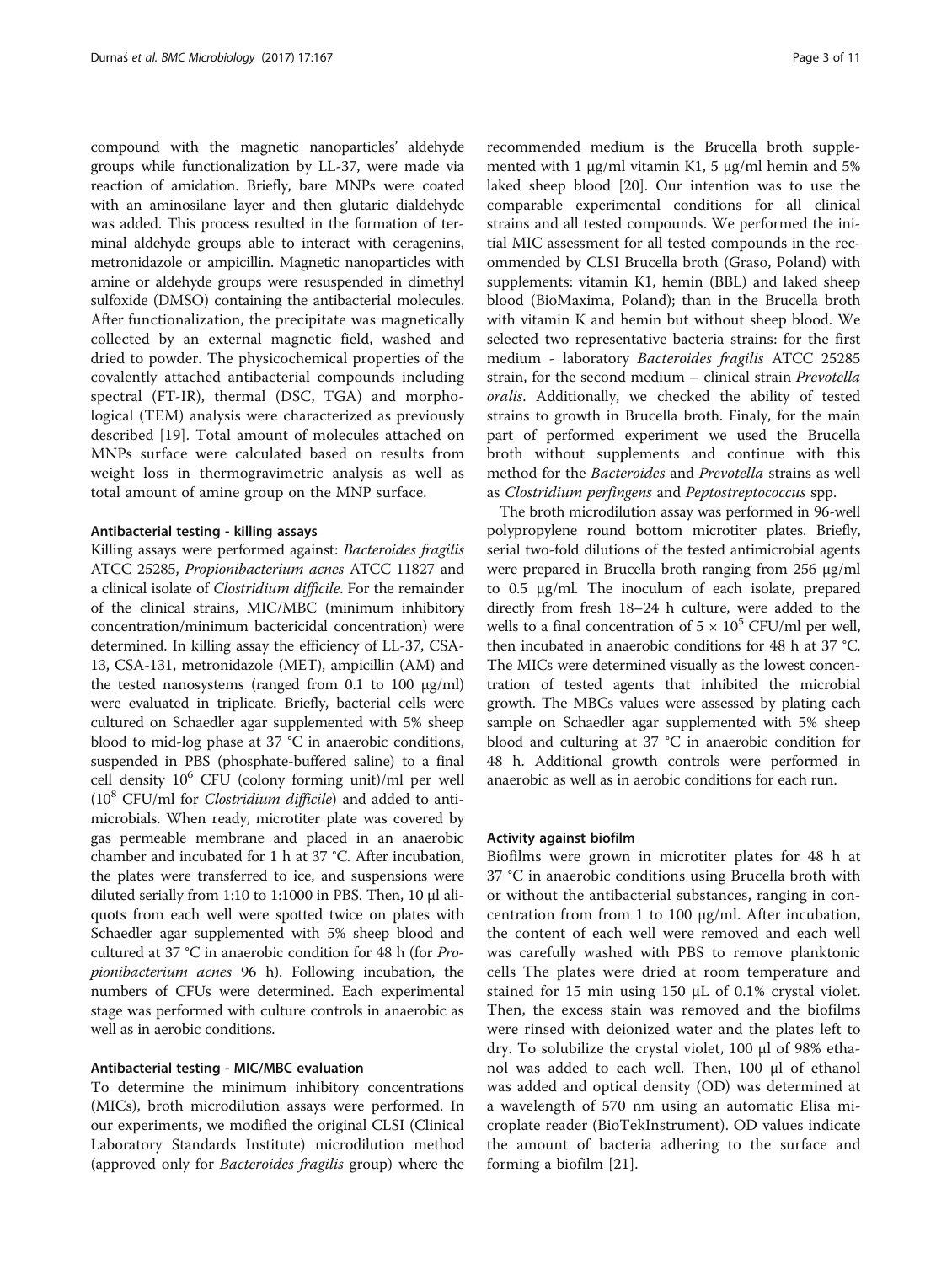compound with the magnetic nanoparticles' aldehyde groups while functionalization by LL-37, were made via reaction of amidation. Briefly, bare MNPs were coated with an aminosilane layer and then glutaric dialdehyde was added. This process resulted in the formation of terminal aldehyde groups able to interact with ceragenins, metronidazole or ampicillin. Magnetic nanoparticles with amine or aldehyde groups were resuspended in dimethyl sulfoxide (DMSO) containing the antibacterial molecules. After functionalization, the precipitate was magnetically collected by an external magnetic field, washed and dried to powder. The physicochemical properties of the covalently attached antibacterial compounds including spectral (FT-IR), thermal (DSC, TGA) and morphological (TEM) analysis were characterized as previously described [19]. Total amount of molecules attached on MNPs surface were calculated based on results from weight loss in thermogravimetric analysis as well as total amount of amine group on the MNP surface.

#### Antibacterial testing - killing assays

Killing assays were performed against: *Bacteroides fragilis* ATCC 25285, *Propionibacterium acnes* ATCC 11827 and a clinical isolate of *Clostridium difficile*. For the remainder of the clinical strains, MIC/MBC (minimum inhibitory concentration/minimum bactericidal concentration) were determined. In killing assay the efficiency of LL-37, CSA-13, CSA-131, metronidazole (MET), ampicillin (AM) and the tested nanosystems (ranged from 0.1 to 100 μg/ml) were evaluated in triplicate. Briefly, bacterial cells were cultured on Schaedler agar supplemented with 5% sheep blood to mid-log phase at 37 °C in anaerobic conditions, suspended in PBS (phosphate-buffered saline) to a final cell density $10^6$ CFU (colony forming unit)/ml per well ($10^8$ CFU/ml for *Clostridium difficile*) and added to antimicrobials. When ready, microtiter plate was covered by gas permeable membrane and placed in an anaerobic chamber and incubated for 1 h at 37 °C. After incubation, the plates were transferred to ice, and suspensions were diluted serially from 1:10 to 1:1000 in PBS. Then, 10 μl aliquots from each well were spotted twice on plates with Schaedler agar supplemented with 5% sheep blood and cultured at 37 °C in anaerobic condition for 48 h (for *Propionibacterium acnes* 96 h). Following incubation, the numbers of CFUs were determined. Each experimental stage was performed with culture controls in anaerobic as well as in aerobic conditions.

#### Antibacterial testing - MIC/MBC evaluation

To determine the minimum inhibitory concentrations (MICs), broth microdilution assays were performed. In our experiments, we modified the original CLSI (Clinical Laboratory Standards Institute) microdilution method (approved only for *Bacteroides fragilis* group) where the recommended medium is the Brucella broth supplemented with 1 μg/ml vitamin K1, 5 μg/ml hemin and 5% laked sheep blood [20]. Our intention was to use the comparable experimental conditions for all clinical strains and all tested compounds. We performed the initial MIC assessment for all tested compounds in the recommended by CLSI Brucella broth (Graso, Poland) with supplements: vitamin K1, hemin (BBL) and laked sheep blood (BioMaxima, Poland); than in the Brucella broth with vitamin K and hemin but without sheep blood. We selected two representative bacteria strains: for the first medium - laboratory *Bacteroides fragilis* ATCC 25285 strain, for the second medium – clinical strain *Prevotella oralis*. Additionally, we checked the ability of tested strains to growth in Brucella broth. Finaly, for the main part of performed experiment we used the Brucella broth without supplements and continue with this method for the *Bacteroides* and *Prevotella* strains as well as *Clostridium perfingens* and *Peptostreptococcus* spp.

The broth microdilution assay was performed in 96-well polypropylene round bottom microtiter plates. Briefly, serial two-fold dilutions of the tested antimicrobial agents were prepared in Brucella broth ranging from 256 μg/ml to 0.5 μg/ml. The inoculum of each isolate, prepared directly from fresh 18–24 h culture, were added to the wells to a final concentration of $5 \times 10^5$ CFU/ml per well, then incubated in anaerobic conditions for 48 h at 37 °C. The MICs were determined visually as the lowest concentration of tested agents that inhibited the microbial growth. The MBCs values were assessed by plating each sample on Schaedler agar supplemented with 5% sheep blood and culturing at 37 °C in anaerobic condition for 48 h. Additional growth controls were performed in anaerobic as well as in aerobic conditions for each run.

#### Activity against biofilm

Biofilms were grown in microtiter plates for 48 h at 37 °C in anaerobic conditions using Brucella broth with or without the antibacterial substances, ranging in concentration from from 1 to 100 μg/ml. After incubation, the content of each well were removed and each well was carefully washed with PBS to remove planktonic cells The plates were dried at room temperature and stained for 15 min using 150 μL of 0.1% crystal violet. Then, the excess stain was removed and the biofilms were rinsed with deionized water and the plates left to dry. To solubilize the crystal violet, 100 μl of 98% ethanol was added to each well. Then, 100 μl of ethanol was added and optical density (OD) was determined at a wavelength of 570 nm using an automatic Elisa microplate reader (BioTekInstrument). OD values indicate the amount of bacteria adhering to the surface and forming a biofilm [21].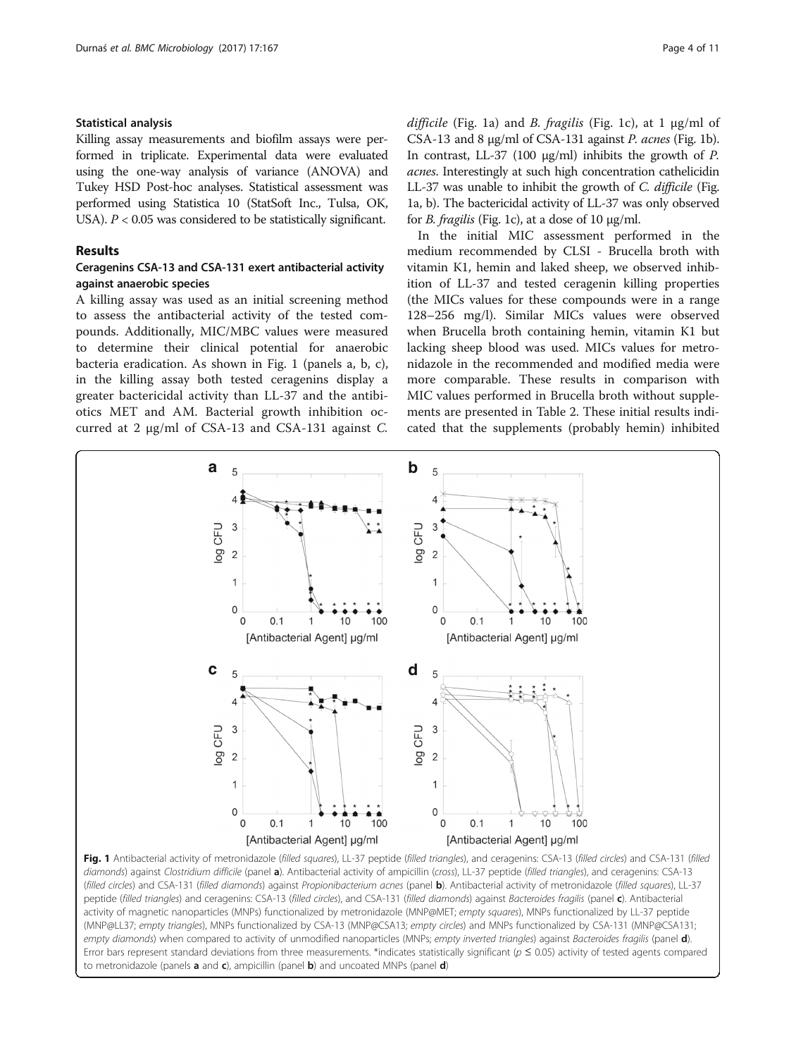### Statistical analysis

Killing assay measurements and biofilm assays were performed in triplicate. Experimental data were evaluated using the one-way analysis of variance (ANOVA) and Tukey HSD Post-hoc analyses. Statistical assessment was performed using Statistica 10 (StatSoft Inc., Tulsa, OK, USA). $P < 0.05$ was considered to be statistically significant.

## Results

### Ceragenins CSA-13 and CSA-131 exert antibacterial activity against anaerobic species

A killing assay was used as an initial screening method to assess the antibacterial activity of the tested compounds. Additionally, MIC/MBC values were measured to determine their clinical potential for anaerobic bacteria eradication. As shown in Fig. 1 (panels a, b, c), in the killing assay both tested ceragenins display a greater bactericidal activity than LL-37 and the antibiotics MET and AM. Bacterial growth inhibition occurred at 2 μg/ml of CSA-13 and CSA-131 against *C. difficile* (Fig. 1a) and *B. fragilis* (Fig. 1c), at 1 μg/ml of CSA-13 and 8 μg/ml of CSA-131 against *P. acnes* (Fig. 1b). In contrast, LL-37 (100 μg/ml) inhibits the growth of *P. acnes*. Interestingly at such high concentration cathelicidin LL-37 was unable to inhibit the growth of *C. difficile* (Fig. 1a, b). The bactericidal activity of LL-37 was only observed for *B. fragilis* (Fig. 1c), at a dose of 10 μg/ml.

In the initial MIC assessment performed in the medium recommended by CLSI - Brucella broth with vitamin K1, hemin and laked sheep, we observed inhibition of LL-37 and tested ceragenin killing properties (the MICs values for these compounds were in a range 128–256 mg/l). Similar MICs values were observed when Brucella broth containing hemin, vitamin K1 but lacking sheep blood was used. MICs values for metronidazole in the recommended and modified media were more comparable. These results in comparison with MIC values performed in Brucella broth without supplements are presented in Table 2. These initial results indicated that the supplements (probably hemin) inhibited

**Fig. 1** Antibacterial activity of metronidazole (*filled squares*), LL-37 peptide (*filled triangles*), and ceragenins: CSA-13 (*filled circles*) and CSA-131 (*filled diamonds*) against *Clostridium difficile* (panel **a**). Antibacterial activity of ampicillin (*cross*), LL-37 peptide (*filled triangles*), and ceragenins: CSA-13 (*filled circles*) and CSA-131 (*filled diamonds*) against *Propionibacterium acnes* (panel **b**). Antibacterial activity of metronidazole (*filled squares*), LL-37 peptide (*filled triangles*) and ceragenins: CSA-13 (*filled circles*), and CSA-131 (*filled diamonds*) against *Bacteroides fragilis* (panel **c**). Antibacterial activity of magnetic nanoparticles (MNPs) functionalized by metronidazole (MNP@MET; *empty squares*), MNPs functionalized by LL-37 peptide (MNP@LL37; *empty triangles*), MNPs functionalized by CSA-13 (MNP@CSA13; *empty circles*) and MNPs functionalized by CSA-131 (MNP@CSA131; *empty diamonds*) when compared to activity of unmodified nanoparticles (MNPs; *empty inverted triangles*) against *Bacteroides fragilis* (panel **d**). Error bars represent standard deviations from three measurements. *indicates statistically significant ($p \leq 0.05$) activity of tested agents compared to metronidazole (panels **a** and **c**), ampicillin (panel **b**) and uncoated MNPs (panel **d**)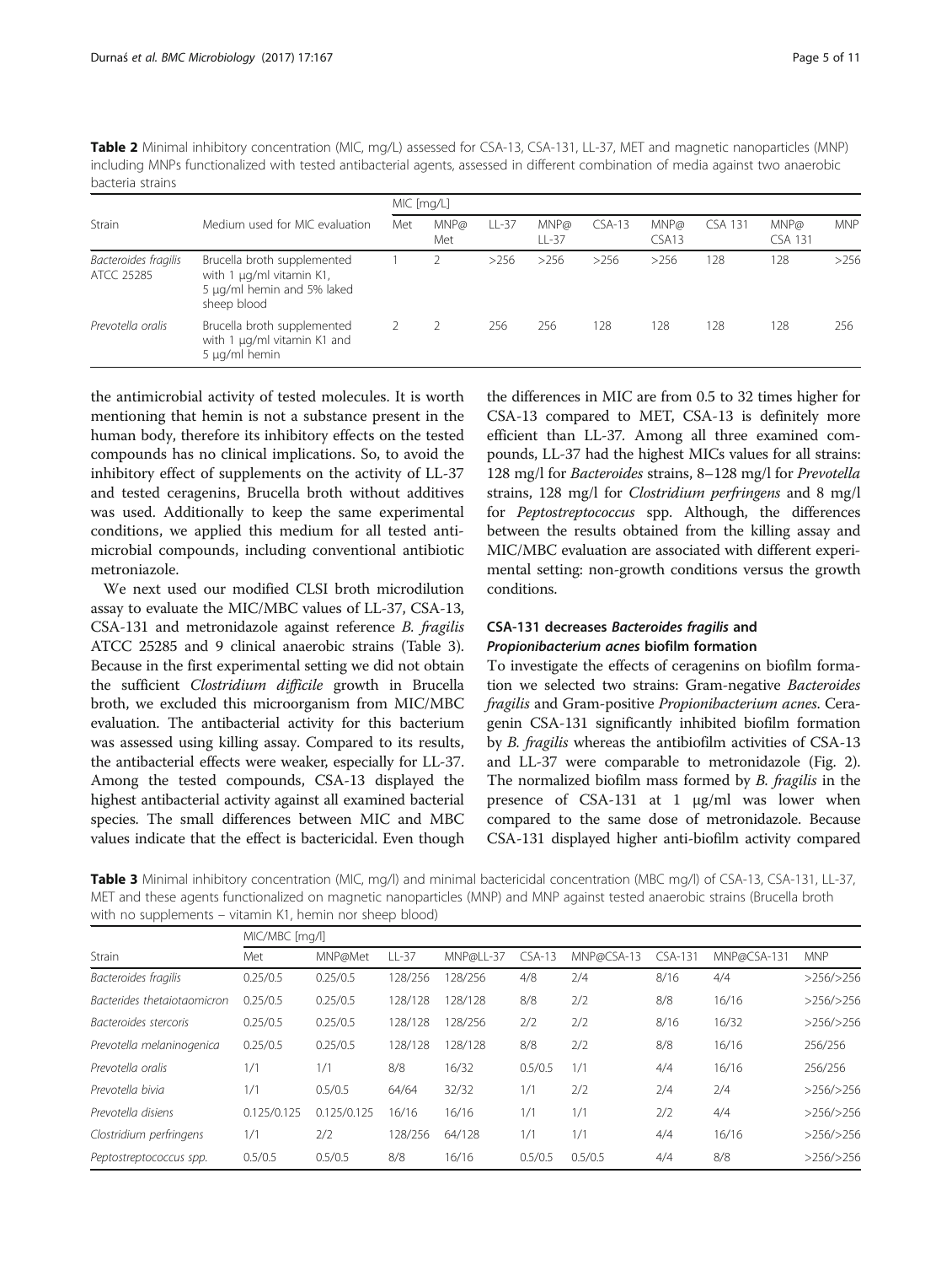**Table 2** Minimal inhibitory concentration (MIC, mg/L) assessed for CSA-13, CSA-131, LL-37, MET and magnetic nanoparticles (MNP) including MNPs functionalized with tested antibacterial agents, assessed in different combination of media against two anaerobic bacteria strains

| Strain | Medium used for MIC evaluation | MIC [mg/L] | | | | | | | | |
|---|---|---|---|---|---|---|---|---|---|---|
| | | Met | MNP@ Met | LL-37 | MNP@ LL-37 | CSA-13 | MNP@ CSA13 | CSA 131 | MNP@ CSA 131 | MNP |
| *Bacteroides fragilis* ATCC 25285 | Brucella broth supplemented with 1 μg/ml vitamin K1, 5 μg/ml hemin and 5% laked sheep blood | 1 | 2 | >256 | >256 | >256 | >256 | 128 | 128 | >256 |
| *Prevotella oralis* | Brucella broth supplemented with 1 μg/ml vitamin K1 and 5 μg/ml hemin | 2 | 2 | 256 | 256 | 128 | 128 | 128 | 128 | 256 |

the antimicrobial activity of tested molecules. It is worth mentioning that hemin is not a substance present in the human body, therefore its inhibitory effects on the tested compounds has no clinical implications. So, to avoid the inhibitory effect of supplements on the activity of LL-37 and tested ceragenins, Brucella broth without additives was used. Additionally to keep the same experimental conditions, we applied this medium for all tested antimicrobial compounds, including conventional antibiotic metroniazole.

We next used our modified CLSI broth microdilution assay to evaluate the MIC/MBC values of LL-37, CSA-13, CSA-131 and metronidazole against reference *B. fragilis* ATCC 25285 and 9 clinical anaerobic strains (Table 3). Because in the first experimental setting we did not obtain the sufficient *Clostridium difficile* growth in Brucella broth, we excluded this microorganism from MIC/MBC evaluation. The antibacterial activity for this bacterium was assessed using killing assay. Compared to its results, the antibacterial effects were weaker, especially for LL-37. Among the tested compounds, CSA-13 displayed the highest antibacterial activity against all examined bacterial species. The small differences between MIC and MBC values indicate that the effect is bactericidal. Even though the differences in MIC are from 0.5 to 32 times higher for CSA-13 compared to MET, CSA-13 is definitely more efficient than LL-37. Among all three examined compounds, LL-37 had the highest MICs values for all strains: 128 mg/l for *Bacteroides* strains, 8–128 mg/l for *Prevotella* strains, 128 mg/l for *Clostridium perfringens* and 8 mg/l for *Peptostreptococcus* spp. Although, the differences between the results obtained from the killing assay and MIC/MBC evaluation are associated with different experimental setting: non-growth conditions versus the growth conditions.

## CSA-131 decreases *Bacteroides fragilis* and *Propionibacterium acnes* biofilm formation

To investigate the effects of ceragenins on biofilm formation we selected two strains: Gram-negative *Bacteroides fragilis* and Gram-positive *Propionibacterium acnes*. Ceragenin CSA-131 significantly inhibited biofilm formation by *B. fragilis* whereas the antibiofilm activities of CSA-13 and LL-37 were comparable to metronidazole (Fig. 2). The normalized biofilm mass formed by *B. fragilis* in the presence of CSA-131 at 1 μg/ml was lower when compared to the same dose of metronidazole. Because CSA-131 displayed higher anti-biofilm activity compared

**Table 3** Minimal inhibitory concentration (MIC, mg/l) and minimal bactericidal concentration (MBC mg/l) of CSA-13, CSA-131, LL-37, MET and these agents functionalized on magnetic nanoparticles (MNP) and MNP against tested anaerobic strains (Brucella broth with no supplements – vitamin K1, hemin nor sheep blood)

| Strain | MIC/MBC [mg/l] | | | | | | | | |
|---|---|---|---|---|---|---|---|---|---|
| | Met | MNP@Met | LL-37 | MNP@LL-37 | CSA-13 | MNP@CSA-13 | CSA-131 | MNP@CSA-131 | MNP |
| *Bacteroides fragilis* | 0.25/0.5 | 0.25/0.5 | 128/256 | 128/256 | 4/8 | 2/4 | 8/16 | 4/4 | >256/>256 |
| *Bacterides thetaiotaomicron* | 0.25/0.5 | 0.25/0.5 | 128/128 | 128/128 | 8/8 | 2/2 | 8/8 | 16/16 | >256/>256 |
| *Bacteroides stercoris* | 0.25/0.5 | 0.25/0.5 | 128/128 | 128/256 | 2/2 | 2/2 | 8/16 | 16/32 | >256/>256 |
| *Prevotella melaninogenica* | 0.25/0.5 | 0.25/0.5 | 128/128 | 128/128 | 8/8 | 2/2 | 8/8 | 16/16 | 256/256 |
| *Prevotella oralis* | 1/1 | 1/1 | 8/8 | 16/32 | 0.5/0.5 | 1/1 | 4/4 | 16/16 | 256/256 |
| *Prevotella bivia* | 1/1 | 0.5/0.5 | 64/64 | 32/32 | 1/1 | 2/2 | 2/4 | 2/4 | >256/>256 |
| *Prevotella disiens* | 0.125/0.125 | 0.125/0.125 | 16/16 | 16/16 | 1/1 | 1/1 | 2/2 | 4/4 | >256/>256 |
| *Clostridium perfringens* | 1/1 | 2/2 | 128/256 | 64/128 | 1/1 | 1/1 | 4/4 | 16/16 | >256/>256 |
| *Peptostreptococcus* spp. | 0.5/0.5 | 0.5/0.5 | 8/8 | 16/16 | 0.5/0.5 | 0.5/0.5 | 4/4 | 8/8 | >256/>256 |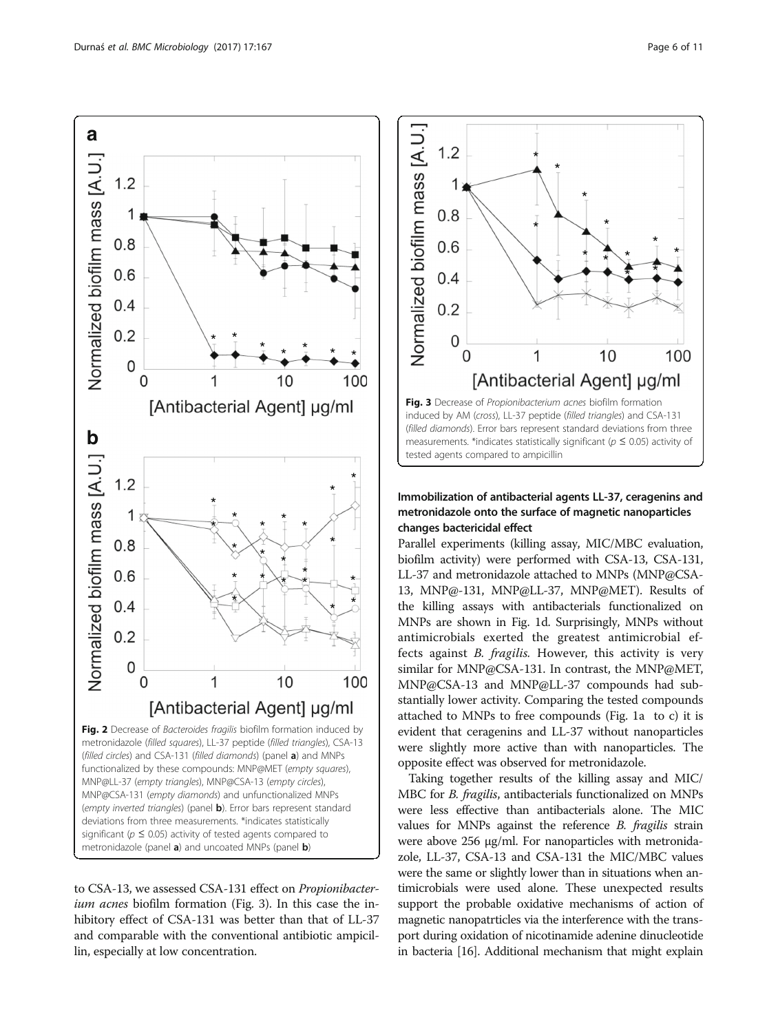Fig. 2 Decrease of *Bacteroides fragilis* biofilm formation induced by metronidazole (*filled squares*), LL-37 peptide (*filled triangles*), CSA-13 (*filled circles*) and CSA-131 (*filled diamonds*) (panel **a**) and MNPs functionalized by these compounds: MNP@MET (*empty squares*), MNP@LL-37 (*empty triangles*), MNP@CSA-13 (*empty circles*), MNP@CSA-131 (*empty diamonds*) and unfunctionalized MNPs (*empty inverted triangles*) (panel **b**). Error bars represent standard deviations from three measurements. *indicates statistically significant ($p \leq 0.05$) activity of tested agents compared to metronidazole (panel **a**) and uncoated MNPs (panel **b**)

to CSA-13, we assessed CSA-131 effect on *Propionibacterium acnes* biofilm formation (Fig. 3). In this case the inhibitory effect of CSA-131 was better than that of LL-37 and comparable with the conventional antibiotic ampicillin, especially at low concentration.

Fig. 3 Decrease of *Propionibacterium acnes* biofilm formation induced by AM (*cross*), LL-37 peptide (*filled triangles*) and CSA-131 (*filled diamonds*). Error bars represent standard deviations from three measurements. *indicates statistically significant ($p \leq 0.05$) activity of tested agents compared to ampicillin

### Immobilization of antibacterial agents LL-37, ceragenins and metronidazole onto the surface of magnetic nanoparticles changes bactericidal effect

Parallel experiments (killing assay, MIC/MBC evaluation, biofilm activity) were performed with CSA-13, CSA-131, LL-37 and metronidazole attached to MNPs (MNP@CSA-13, MNP@-131, MNP@LL-37, MNP@MET). Results of the killing assays with antibacterials functionalized on MNPs are shown in Fig. 1d. Surprisingly, MNPs without antimicrobials exerted the greatest antimicrobial effects against *B. fragilis*. However, this activity is very similar for MNP@CSA-131. In contrast, the MNP@MET, MNP@CSA-13 and MNP@LL-37 compounds had substantially lower activity. Comparing the tested compounds attached to MNPs to free compounds (Fig. 1a to c) it is evident that ceragenins and LL-37 without nanoparticles were slightly more active than with nanoparticles. The opposite effect was observed for metronidazole.

Taking together results of the killing assay and MIC/MBC for *B. fragilis*, antibacterials functionalized on MNPs were less effective than antibacterials alone. The MIC values for MNPs against the reference *B. fragilis* strain were above 256 μg/ml. For nanoparticles with metronidazole, LL-37, CSA-13 and CSA-131 the MIC/MBC values were the same or slightly lower than in situations when antimicrobials were used alone. These unexpected results support the probable oxidative mechanisms of action of magnetic nanopatrticles via the interference with the transport during oxidation of nicotinamide adenine dinucleotide in bacteria [16]. Additional mechanism that might explain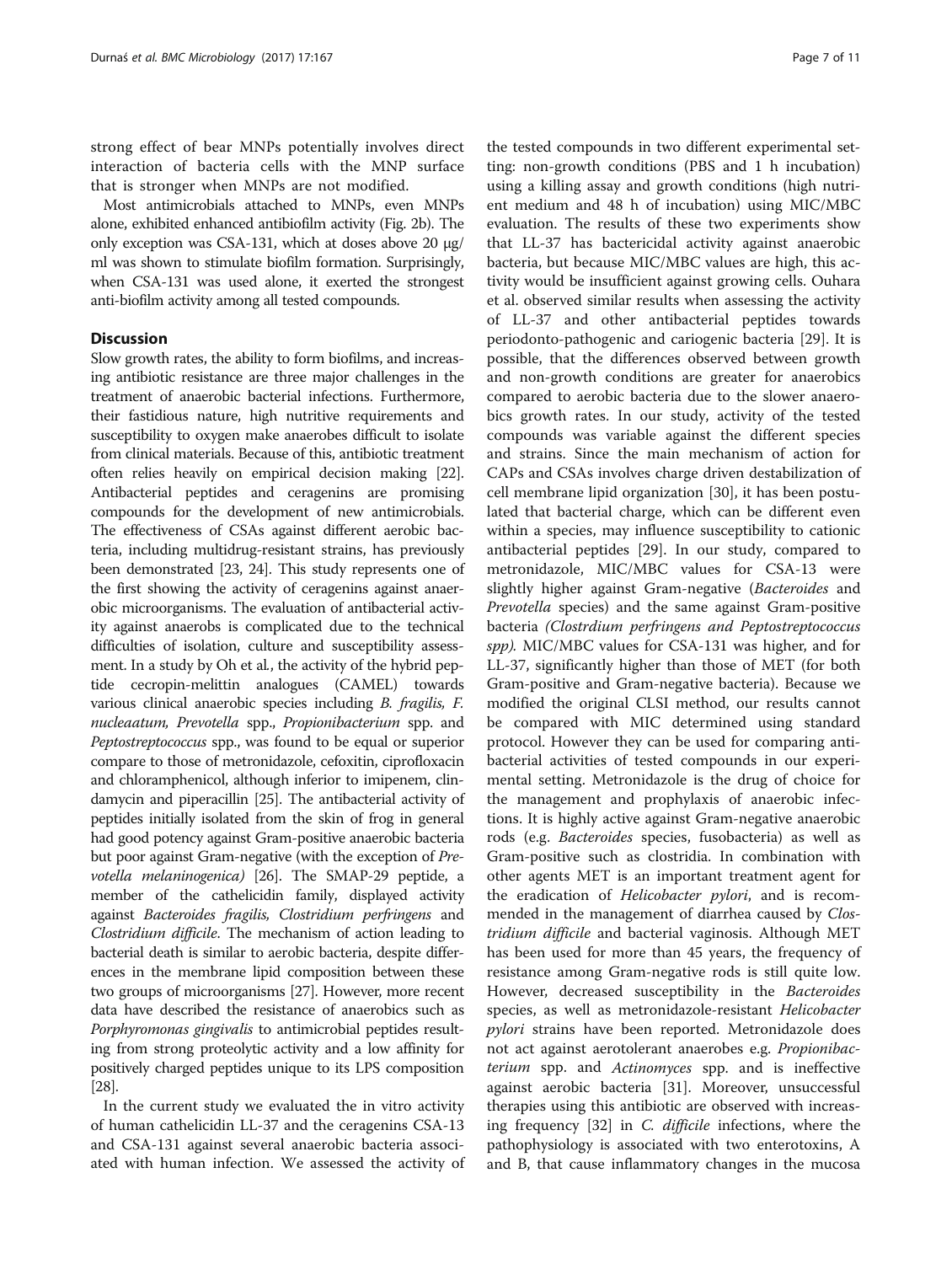strong effect of bear MNPs potentially involves direct interaction of bacteria cells with the MNP surface that is stronger when MNPs are not modified.

Most antimicrobials attached to MNPs, even MNPs alone, exhibited enhanced antibiofilm activity (Fig. 2b). The only exception was CSA-131, which at doses above 20 μg/ml was shown to stimulate biofilm formation. Surprisingly, when CSA-131 was used alone, it exerted the strongest anti-biofilm activity among all tested compounds.

## Discussion

Slow growth rates, the ability to form biofilms, and increasing antibiotic resistance are three major challenges in the treatment of anaerobic bacterial infections. Furthermore, their fastidious nature, high nutritive requirements and susceptibility to oxygen make anaerobes difficult to isolate from clinical materials. Because of this, antibiotic treatment often relies heavily on empirical decision making [22]. Antibacterial peptides and ceragenins are promising compounds for the development of new antimicrobials. The effectiveness of CSAs against different aerobic bacteria, including multidrug-resistant strains, has previously been demonstrated [23, 24]. This study represents one of the first showing the activity of ceragenins against anaerobic microorganisms. The evaluation of antibacterial activity against anaerobs is complicated due to the technical difficulties of isolation, culture and susceptibility assessment. In a study by Oh et al., the activity of the hybrid peptide cecropin-melittin analogues (CAMEL) towards various clinical anaerobic species including *B. fragilis, F. nucleaatum, Prevotella* spp., *Propionibacterium* spp. and *Peptostreptococcus* spp., was found to be equal or superior compare to those of metronidazole, cefoxitin, ciprofloxacin and chloramphenicol, although inferior to imipenem, clindamycin and piperacillin [25]. The antibacterial activity of peptides initially isolated from the skin of frog in general had good potency against Gram-positive anaerobic bacteria but poor against Gram-negative (with the exception of *Prevotella melaninogenica)* [26]. The SMAP-29 peptide, a member of the cathelicidin family, displayed activity against *Bacteroides fragilis, Clostridium perfringens* and *Clostridium difficile*. The mechanism of action leading to bacterial death is similar to aerobic bacteria, despite differences in the membrane lipid composition between these two groups of microorganisms [27]. However, more recent data have described the resistance of anaerobics such as *Porphyromonas gingivalis* to antimicrobial peptides resulting from strong proteolytic activity and a low affinity for positively charged peptides unique to its LPS composition [28].

In the current study we evaluated the in vitro activity of human cathelicidin LL-37 and the ceragenins CSA-13 and CSA-131 against several anaerobic bacteria associated with human infection. We assessed the activity of the tested compounds in two different experimental setting: non-growth conditions (PBS and 1 h incubation) using a killing assay and growth conditions (high nutrient medium and 48 h of incubation) using MIC/MBC evaluation. The results of these two experiments show that LL-37 has bactericidal activity against anaerobic bacteria, but because MIC/MBC values are high, this activity would be insufficient against growing cells. Ouhara et al. observed similar results when assessing the activity of LL-37 and other antibacterial peptides towards periodonto-pathogenic and cariogenic bacteria [29]. It is possible, that the differences observed between growth and non-growth conditions are greater for anaerobics compared to aerobic bacteria due to the slower anaerobics growth rates. In our study, activity of the tested compounds was variable against the different species and strains. Since the main mechanism of action for CAPs and CSAs involves charge driven destabilization of cell membrane lipid organization [30], it has been postulated that bacterial charge, which can be different even within a species, may influence susceptibility to cationic antibacterial peptides [29]. In our study, compared to metronidazole, MIC/MBC values for CSA-13 were slightly higher against Gram-negative (*Bacteroides* and *Prevotella* species) and the same against Gram-positive bacteria *(Clostrdium perfringens and Peptostreptococcus spp).* MIC/MBC values for CSA-131 was higher, and for LL-37, significantly higher than those of MET (for both Gram-positive and Gram-negative bacteria). Because we modified the original CLSI method, our results cannot be compared with MIC determined using standard protocol. However they can be used for comparing antibacterial activities of tested compounds in our experimental setting. Metronidazole is the drug of choice for the management and prophylaxis of anaerobic infections. It is highly active against Gram-negative anaerobic rods (e.g. *Bacteroides* species, fusobacteria) as well as Gram-positive such as clostridia. In combination with other agents MET is an important treatment agent for the eradication of *Helicobacter pylori*, and is recommended in the management of diarrhea caused by *Clostridium difficile* and bacterial vaginosis. Although MET has been used for more than 45 years, the frequency of resistance among Gram-negative rods is still quite low. However, decreased susceptibility in the *Bacteroides* species, as well as metronidazole-resistant *Helicobacter pylori* strains have been reported. Metronidazole does not act against aerotolerant anaerobes e.g. *Propionibacterium* spp. and *Actinomyces* spp. and is ineffective against aerobic bacteria [31]. Moreover, unsuccessful therapies using this antibiotic are observed with increasing frequency [32] in *C. difficile* infections, where the pathophysiology is associated with two enterotoxins, A and B, that cause inflammatory changes in the mucosa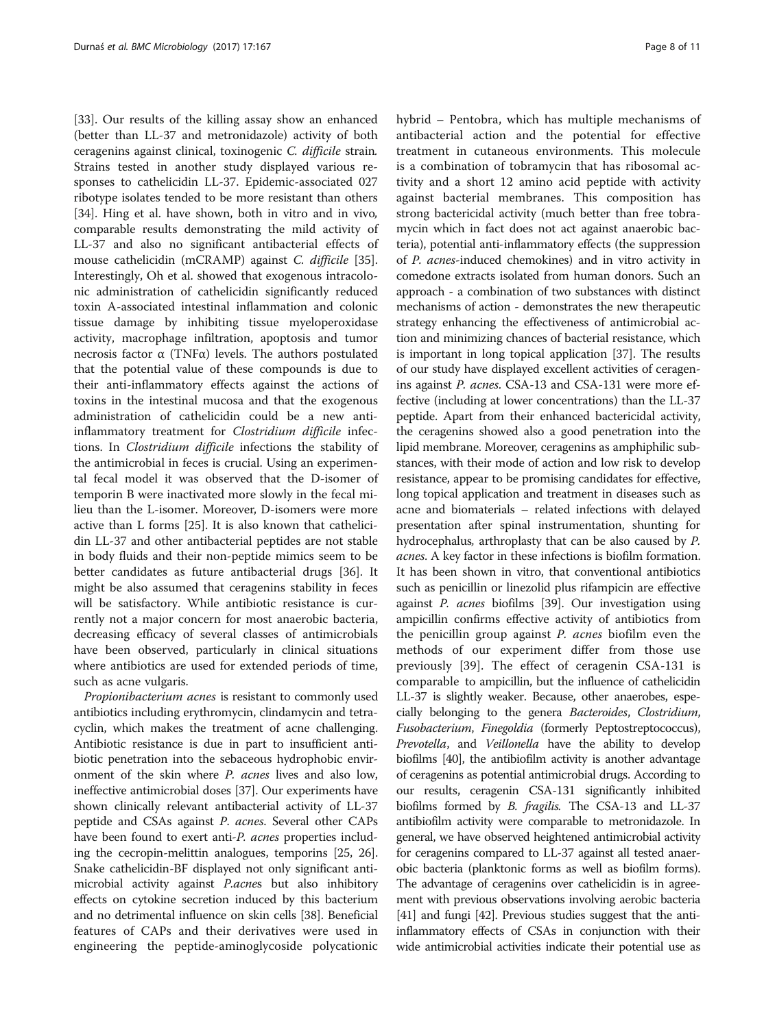[33]. Our results of the killing assay show an enhanced (better than LL-37 and metronidazole) activity of both ceragenins against clinical, toxinogenic *C. difficile* strain. Strains tested in another study displayed various responses to cathelicidin LL-37. Epidemic-associated 027 ribotype isolates tended to be more resistant than others [34]. Hing et al. have shown, both in vitro and in vivo, comparable results demonstrating the mild activity of LL-37 and also no significant antibacterial effects of mouse cathelicidin (mCRAMP) against *C. difficile* [35]. Interestingly, Oh et al. showed that exogenous intracolonic administration of cathelicidin significantly reduced toxin A-associated intestinal inflammation and colonic tissue damage by inhibiting tissue myeloperoxidase activity, macrophage infiltration, apoptosis and tumor necrosis factor α (TNFα) levels. The authors postulated that the potential value of these compounds is due to their anti-inflammatory effects against the actions of toxins in the intestinal mucosa and that the exogenous administration of cathelicidin could be a new anti-inflammatory treatment for *Clostridium difficile* infections. In *Clostridium difficile* infections the stability of the antimicrobial in feces is crucial. Using an experimental fecal model it was observed that the D-isomer of temporin B were inactivated more slowly in the fecal milieu than the L-isomer. Moreover, D-isomers were more active than L forms [25]. It is also known that cathelicidin LL-37 and other antibacterial peptides are not stable in body fluids and their non-peptide mimics seem to be better candidates as future antibacterial drugs [36]. It might be also assumed that ceragenins stability in feces will be satisfactory. While antibiotic resistance is currently not a major concern for most anaerobic bacteria, decreasing efficacy of several classes of antimicrobials have been observed, particularly in clinical situations where antibiotics are used for extended periods of time, such as acne vulgaris.

*Propionibacterium acnes* is resistant to commonly used antibiotics including erythromycin, clindamycin and tetracyclin, which makes the treatment of acne challenging. Antibiotic resistance is due in part to insufficient antibiotic penetration into the sebaceous hydrophobic environment of the skin where *P. acnes* lives and also low, ineffective antimicrobial doses [37]. Our experiments have shown clinically relevant antibacterial activity of LL-37 peptide and CSAs against *P. acnes*. Several other CAPs have been found to exert anti-*P. acnes* properties including the cecropin-melittin analogues, temporins [25, 26]. Snake cathelicidin-BF displayed not only significant antimicrobial activity against *P.acnes* but also inhibitory effects on cytokine secretion induced by this bacterium and no detrimental influence on skin cells [38]. Beneficial features of CAPs and their derivatives were used in engineering the peptide-aminoglycoside polycationic hybrid – Pentobra, which has multiple mechanisms of antibacterial action and the potential for effective treatment in cutaneous environments. This molecule is a combination of tobramycin that has ribosomal activity and a short 12 amino acid peptide with activity against bacterial membranes. This composition has strong bactericidal activity (much better than free tobramycin which in fact does not act against anaerobic bacteria), potential anti-inflammatory effects (the suppression of *P. acnes*-induced chemokines) and in vitro activity in comedone extracts isolated from human donors. Such an approach - a combination of two substances with distinct mechanisms of action - demonstrates the new therapeutic strategy enhancing the effectiveness of antimicrobial action and minimizing chances of bacterial resistance, which is important in long topical application [37]. The results of our study have displayed excellent activities of ceragenins against *P. acnes*. CSA-13 and CSA-131 were more effective (including at lower concentrations) than the LL-37 peptide. Apart from their enhanced bactericidal activity, the ceragenins showed also a good penetration into the lipid membrane. Moreover, ceragenins as amphiphilic substances, with their mode of action and low risk to develop resistance, appear to be promising candidates for effective, long topical application and treatment in diseases such as acne and biomaterials – related infections with delayed presentation after spinal instrumentation, shunting for hydrocephalus, arthroplasty that can be also caused by *P. acnes*. A key factor in these infections is biofilm formation. It has been shown in vitro, that conventional antibiotics such as penicillin or linezolid plus rifampicin are effective against *P. acnes* biofilms [39]. Our investigation using ampicillin confirms effective activity of antibiotics from the penicillin group against *P. acnes* biofilm even the methods of our experiment differ from those use previously [39]. The effect of ceragenin CSA-131 is comparable to ampicillin, but the influence of cathelicidin LL-37 is slightly weaker. Because, other anaerobes, especially belonging to the genera *Bacteroides*, *Clostridium*, *Fusobacterium*, *Finegoldia* (formerly Peptostreptococcus), *Prevotella*, and *Veillonella* have the ability to develop biofilms [40], the antibiofilm activity is another advantage of ceragenins as potential antimicrobial drugs. According to our results, ceragenin CSA-131 significantly inhibited biofilms formed by *B. fragilis*. The CSA-13 and LL-37 antibiofilm activity were comparable to metronidazole. In general, we have observed heightened antimicrobial activity for ceragenins compared to LL-37 against all tested anaerobic bacteria (planktonic forms as well as biofilm forms). The advantage of ceragenins over cathelicidin is in agreement with previous observations involving aerobic bacteria [41] and fungi [42]. Previous studies suggest that the anti-inflammatory effects of CSAs in conjunction with their wide antimicrobial activities indicate their potential use as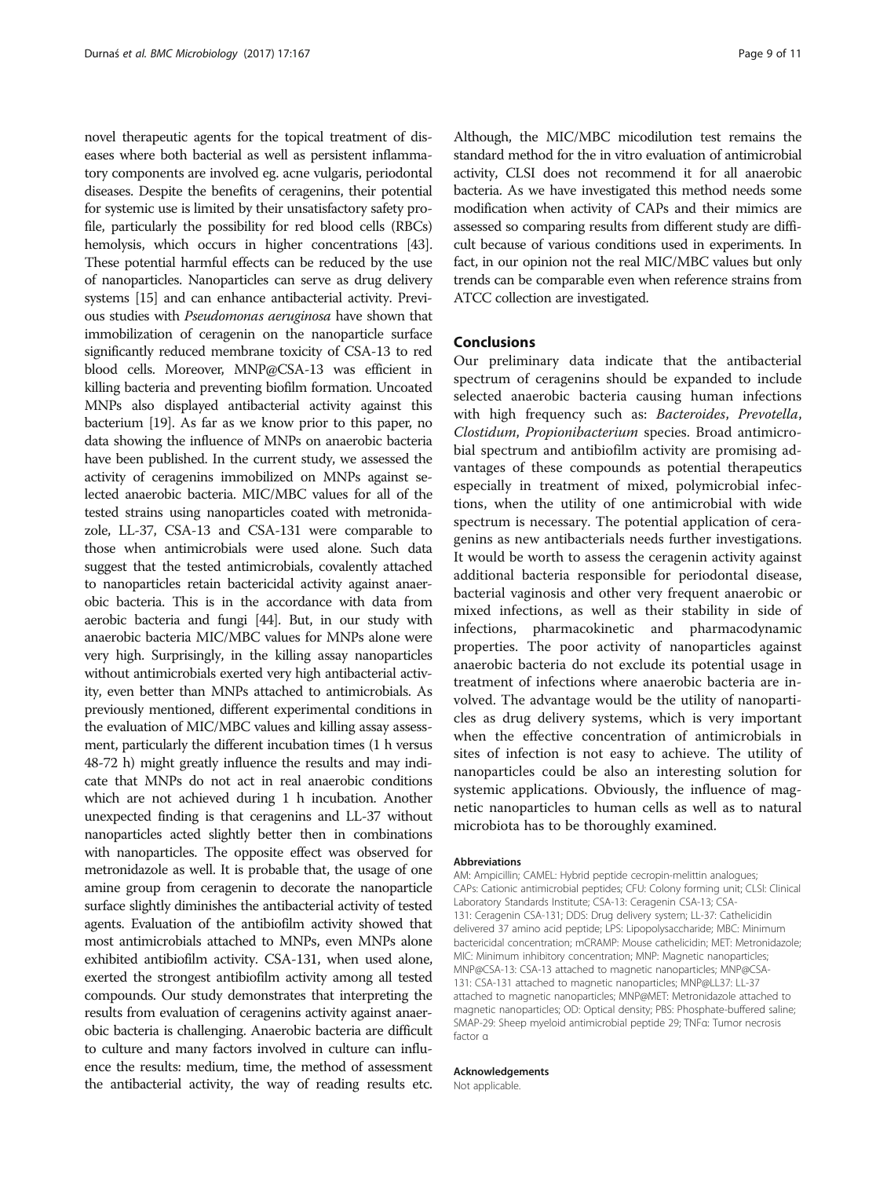novel therapeutic agents for the topical treatment of diseases where both bacterial as well as persistent inflammatory components are involved eg. acne vulgaris, periodontal diseases. Despite the benefits of ceragenins, their potential for systemic use is limited by their unsatisfactory safety profile, particularly the possibility for red blood cells (RBCs) hemolysis, which occurs in higher concentrations [43]. These potential harmful effects can be reduced by the use of nanoparticles. Nanoparticles can serve as drug delivery systems [15] and can enhance antibacterial activity. Previous studies with *Pseudomonas aeruginosa* have shown that immobilization of ceragenin on the nanoparticle surface significantly reduced membrane toxicity of CSA-13 to red blood cells. Moreover, MNP@CSA-13 was efficient in killing bacteria and preventing biofilm formation. Uncoated MNPs also displayed antibacterial activity against this bacterium [19]. As far as we know prior to this paper, no data showing the influence of MNPs on anaerobic bacteria have been published. In the current study, we assessed the activity of ceragenins immobilized on MNPs against selected anaerobic bacteria. MIC/MBC values for all of the tested strains using nanoparticles coated with metronidazole, LL-37, CSA-13 and CSA-131 were comparable to those when antimicrobials were used alone. Such data suggest that the tested antimicrobials, covalently attached to nanoparticles retain bactericidal activity against anaerobic bacteria. This is in the accordance with data from aerobic bacteria and fungi [44]. But, in our study with anaerobic bacteria MIC/MBC values for MNPs alone were very high. Surprisingly, in the killing assay nanoparticles without antimicrobials exerted very high antibacterial activity, even better than MNPs attached to antimicrobials. As previously mentioned, different experimental conditions in the evaluation of MIC/MBC values and killing assay assessment, particularly the different incubation times (1 h versus 48-72 h) might greatly influence the results and may indicate that MNPs do not act in real anaerobic conditions which are not achieved during 1 h incubation. Another unexpected finding is that ceragenins and LL-37 without nanoparticles acted slightly better then in combinations with nanoparticles. The opposite effect was observed for metronidazole as well. It is probable that, the usage of one amine group from ceragenin to decorate the nanoparticle surface slightly diminishes the antibacterial activity of tested agents. Evaluation of the antibiofilm activity showed that most antimicrobials attached to MNPs, even MNPs alone exhibited antibiofilm activity. CSA-131, when used alone, exerted the strongest antibiofilm activity among all tested compounds. Our study demonstrates that interpreting the results from evaluation of ceragenins activity against anaerobic bacteria is challenging. Anaerobic bacteria are difficult to culture and many factors involved in culture can influence the results: medium, time, the method of assessment the antibacterial activity, the way of reading results etc. Although, the MIC/MBC micodilution test remains the standard method for the in vitro evaluation of antimicrobial activity, CLSI does not recommend it for all anaerobic bacteria. As we have investigated this method needs some modification when activity of CAPs and their mimics are assessed so comparing results from different study are difficult because of various conditions used in experiments. In fact, in our opinion not the real MIC/MBC values but only trends can be comparable even when reference strains from ATCC collection are investigated.

## Conclusions

Our preliminary data indicate that the antibacterial spectrum of ceragenins should be expanded to include selected anaerobic bacteria causing human infections with high frequency such as: *Bacteroides*, *Prevotella*, *Clostidum*, *Propionibacterium* species. Broad antimicrobial spectrum and antibiofilm activity are promising advantages of these compounds as potential therapeutics especially in treatment of mixed, polymicrobial infections, when the utility of one antimicrobial with wide spectrum is necessary. The potential application of ceragenins as new antibacterials needs further investigations. It would be worth to assess the ceragenin activity against additional bacteria responsible for periodontal disease, bacterial vaginosis and other very frequent anaerobic or mixed infections, as well as their stability in side of infections, pharmacokinetic and pharmacodynamic properties. The poor activity of nanoparticles against anaerobic bacteria do not exclude its potential usage in treatment of infections where anaerobic bacteria are involved. The advantage would be the utility of nanoparticles as drug delivery systems, which is very important when the effective concentration of antimicrobials in sites of infection is not easy to achieve. The utility of nanoparticles could be also an interesting solution for systemic applications. Obviously, the influence of magnetic nanoparticles to human cells as well as to natural microbiota has to be thoroughly examined.

#### Abbreviations

AM: Ampicillin; CAMEL: Hybrid peptide cecropin-melittin analogues; CAPs: Cationic antimicrobial peptides; CFU: Colony forming unit; CLSI: Clinical Laboratory Standards Institute; CSA-13: Ceragenin CSA-13; CSA-131: Ceragenin CSA-131; DDS: Drug delivery system; LL-37: Cathelicidin delivered 37 amino acid peptide; LPS: Lipopolysaccharide; MBC: Minimum bactericidal concentration; mCRAMP: Mouse cathelicidin; MET: Metronidazole; MIC: Minimum inhibitory concentration; MNP: Magnetic nanoparticles; MNP@CSA-13: CSA-13 attached to magnetic nanoparticles; MNP@CSA-131: CSA-131 attached to magnetic nanoparticles; MNP@LL37: LL-37 attached to magnetic nanoparticles; MNP@MET: Metronidazole attached to magnetic nanoparticles; OD: Optical density; PBS: Phosphate-buffered saline; SMAP-29: Sheep myeloid antimicrobial peptide 29; TNFα: Tumor necrosis factor α

#### Acknowledgements

Not applicable.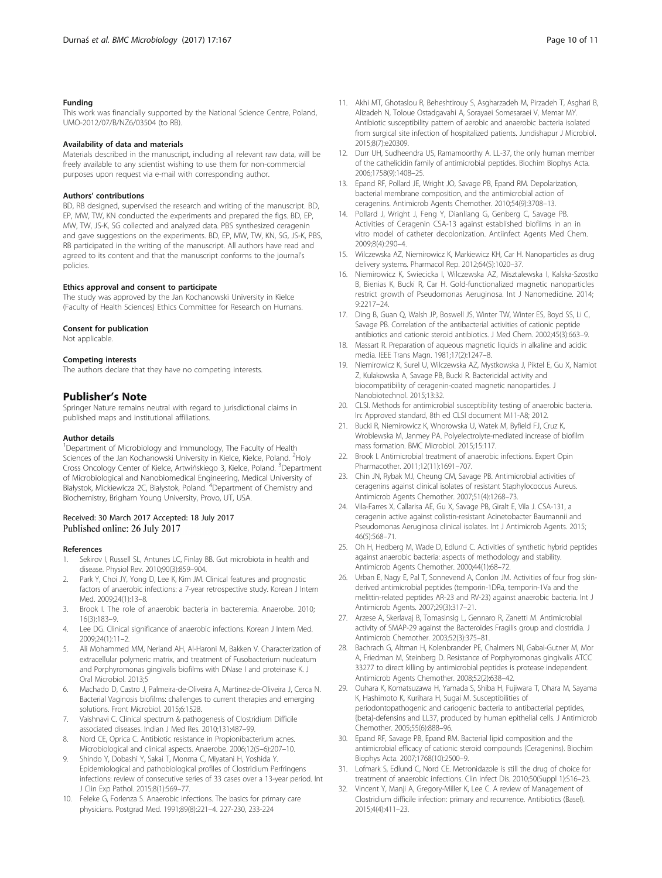#### Funding

This work was financially supported by the National Science Centre, Poland, UMO-2012/07/B/NZ6/03504 (to RB).

#### Availability of data and materials

Materials described in the manuscript, including all relevant raw data, will be freely available to any scientist wishing to use them for non-commercial purposes upon request via e-mail with corresponding author.

#### Authors' contributions

BD, RB designed, supervised the research and writing of the manuscript. BD, EP, MW, TW, KN conducted the experiments and prepared the figs. BD, EP, MW, TW, JS-K, SG collected and analyzed data. PBS synthesized ceragenin and gave suggestions on the experiments. BD, EP, MW, TW, KN, SG, JS-K, PBS, RB participated in the writing of the manuscript. All authors have read and agreed to its content and that the manuscript conforms to the journal's policies.

#### Ethics approval and consent to participate

The study was approved by the Jan Kochanowski University in Kielce (Faculty of Health Sciences) Ethics Committee for Research on Humans.

#### Consent for publication

Not applicable.

#### Competing interests

The authors declare that they have no competing interests.

## Publisher's Note

Springer Nature remains neutral with regard to jurisdictional claims in published maps and institutional affiliations.

#### Author details

[1]Department of Microbiology and Immunology, The Faculty of Health Sciences of the Jan Kochanowski University in Kielce, Kielce, Poland. [2]Holy Cross Oncology Center of Kielce, Artwińskiego 3, Kielce, Poland. [3]Department of Microbiological and Nanobiomedical Engineering, Medical University of Białystok, Mickiewicza 2C, Białystok, Poland. [4]Department of Chemistry and Biochemistry, Brigham Young University, Provo, UT, USA.

Received: 30 March 2017 Accepted: 18 July 2017
Published online: 26 July 2017

#### References

1. Sekirov I, Russell SL, Antunes LC, Finlay BB. Gut microbiota in health and disease. Physiol Rev. 2010;90(3):859–904.
2. Park Y, Choi JY, Yong D, Lee K, Kim JM. Clinical features and prognostic factors of anaerobic infections: a 7-year retrospective study. Korean J Intern Med. 2009;24(1):13–8.
3. Brook I. The role of anaerobic bacteria in bacteremia. Anaerobe. 2010; 16(3):183–9.
4. Lee DG. Clinical significance of anaerobic infections. Korean J Intern Med. 2009;24(1):11–2.
5. Ali Mohammed MM, Nerland AH, Al-Haroni M, Bakken V. Characterization of extracellular polymeric matrix, and treatment of Fusobacterium nucleatum and Porphyromonas gingivalis biofilms with DNase I and proteinase K. J Oral Microbiol. 2013;5
6. Machado D, Castro J, Palmeira-de-Oliveira A, Martinez-de-Oliveira J, Cerca N. Bacterial Vaginosis biofilms: challenges to current therapies and emerging solutions. Front Microbiol. 2015;6:1528.
7. Vaishnavi C. Clinical spectrum & pathogenesis of Clostridium Difficile associated diseases. Indian J Med Res. 2010;131:487–99.
8. Nord CE, Oprica C. Antibiotic resistance in Propionibacterium acnes. Microbiological and clinical aspects. Anaerobe. 2006;12(5–6):207–10.
9. Shindo Y, Dobashi Y, Sakai T, Monma C, Miyatani H, Yoshida Y. Epidemiological and pathobiological profiles of Clostridium Perfringens infections: review of consecutive series of 33 cases over a 13-year period. Int J Clin Exp Pathol. 2015;8(1):569–77.
10. Feleke G, Forlenza S. Anaerobic infections. The basics for primary care physicians. Postgrad Med. 1991;89(8):221–4. 227-230, 233-224
11. Akhi MT, Ghotaslou R, Beheshtirouy S, Asgharzadeh M, Pirzadeh T, Asghari B, Alizadeh N, Toloue Ostadgavahi A, Sorayaei Somesaraei V, Memar MY. Antibiotic susceptibility pattern of aerobic and anaerobic bacteria isolated from surgical site infection of hospitalized patients. Jundishapur J Microbiol. 2015;8(7):e20309.
12. Durr UH, Sudheendra US, Ramamoorthy A. LL-37, the only human member of the cathelicidin family of antimicrobial peptides. Biochim Biophys Acta. 2006;1758(9):1408–25.
13. Epand RF, Pollard JE, Wright JO, Savage PB, Epand RM. Depolarization, bacterial membrane composition, and the antimicrobial action of ceragenins. Antimicrob Agents Chemother. 2010;54(9):3708–13.
14. Pollard J, Wright J, Feng Y, Dianliang G, Genberg C, Savage PB. Activities of Ceragenin CSA-13 against established biofilms in an in vitro model of catheter decolonization. Antiinfect Agents Med Chem. 2009;8(4):290–4.
15. Wilczewska AZ, Niemirowicz K, Markiewicz KH, Car H. Nanoparticles as drug delivery systems. Pharmacol Rep. 2012;64(5):1020–37.
16. Niemirowicz K, Swiecicka I, Wilczewska AZ, Misztalewska I, Kalska-Szostko B, Bienias K, Bucki R, Car H. Gold-functionalized magnetic nanoparticles restrict growth of Pseudomonas Aeruginosa. Int J Nanomedicine. 2014; 9:2217–24.
17. Ding B, Guan Q, Walsh JP, Boswell JS, Winter TW, Winter ES, Boyd SS, Li C, Savage PB. Correlation of the antibacterial activities of cationic peptide antibiotics and cationic steroid antibiotics. J Med Chem. 2002;45(3):663–9.
18. Massart R. Preparation of aqueous magnetic liquids in alkaline and acidic media. IEEE Trans Magn. 1981;17(2):1247–8.
19. Niemirowicz K, Surel U, Wilczewska AZ, Mystkowska J, Piktel E, Gu X, Namiot Z, Kulakowska A, Savage PB, Bucki R. Bactericidal activity and biocompatibility of ceragenin-coated magnetic nanoparticles. J Nanobiotechnol. 2015;13:32.
20. CLSI. Methods for antimicrobial susceptibility testing of anaerobic bacteria. In: Approved standard, 8th ed CLSI document M11-A8; 2012.
21. Bucki R, Niemirowicz K, Wnorowska U, Watek M, Byfield FJ, Cruz K, Wroblewska M, Janmey PA. Polyelectrolyte-mediated increase of biofilm mass formation. BMC Microbiol. 2015;15:117.
22. Brook I. Antimicrobial treatment of anaerobic infections. Expert Opin Pharmacother. 2011;12(11):1691–707.
23. Chin JN, Rybak MJ, Cheung CM, Savage PB. Antimicrobial activities of ceragenins against clinical isolates of resistant Staphylococcus Aureus. Antimicrob Agents Chemother. 2007;51(4):1268–73.
24. Vila-Farres X, Callarisa AE, Gu X, Savage PB, Giralt E, Vila J. CSA-131, a ceragenin active against colistin-resistant Acinetobacter Baumannii and Pseudomonas Aeruginosa clinical isolates. Int J Antimicrob Agents. 2015; 46(5):568–71.
25. Oh H, Hedberg M, Wade D, Edlund C. Activities of synthetic hybrid peptides against anaerobic bacteria: aspects of methodology and stability. Antimicrob Agents Chemother. 2000;44(1):68–72.
26. Urban E, Nagy E, Pal T, Sonnevend A, Conlon JM. Activities of four frog skin-derived antimicrobial peptides (temporin-1DRa, temporin-1Va and the melittin-related peptides AR-23 and RV-23) against anaerobic bacteria. Int J Antimicrob Agents. 2007;29(3):317–21.
27. Arzese A, Skerlavaj B, Tomasinsig L, Gennaro R, Zanetti M. Antimicrobial activity of SMAP-29 against the Bacteroides Fragilis group and clostridia. J Antimicrob Chemother. 2003;52(3):375–81.
28. Bachrach G, Altman H, Kolenbrander PE, Chalmers NI, Gabai-Gutner M, Mor A, Friedman M, Steinberg D. Resistance of Porphyromonas gingivalis ATCC 33277 to direct killing by antimicrobial peptides is protease independent. Antimicrob Agents Chemother. 2008;52(2):638–42.
29. Ouhara K, Komatsuzawa H, Yamada S, Shiba H, Fujiwara T, Ohara M, Sayama K, Hashimoto K, Kurihara H, Sugai M. Susceptibilities of periodontopathogenic and cariogenic bacteria to antibacterial peptides, {beta}-defensins and LL37, produced by human epithelial cells. J Antimicrob Chemother. 2005;55(6):888–96.
30. Epand RF, Savage PB, Epand RM. Bacterial lipid composition and the antimicrobial efficacy of cationic steroid compounds (Ceragenins). Biochim Biophys Acta. 2007;1768(10):2500–9.
31. Lofmark S, Edlund C, Nord CE. Metronidazole is still the drug of choice for treatment of anaerobic infections. Clin Infect Dis. 2010;50(Suppl 1):S16–23.
32. Vincent Y, Manji A, Gregory-Miller K, Lee C. A review of Management of Clostridium difficile infection: primary and recurrence. Antibiotics (Basel). 2015;4(4):411–23.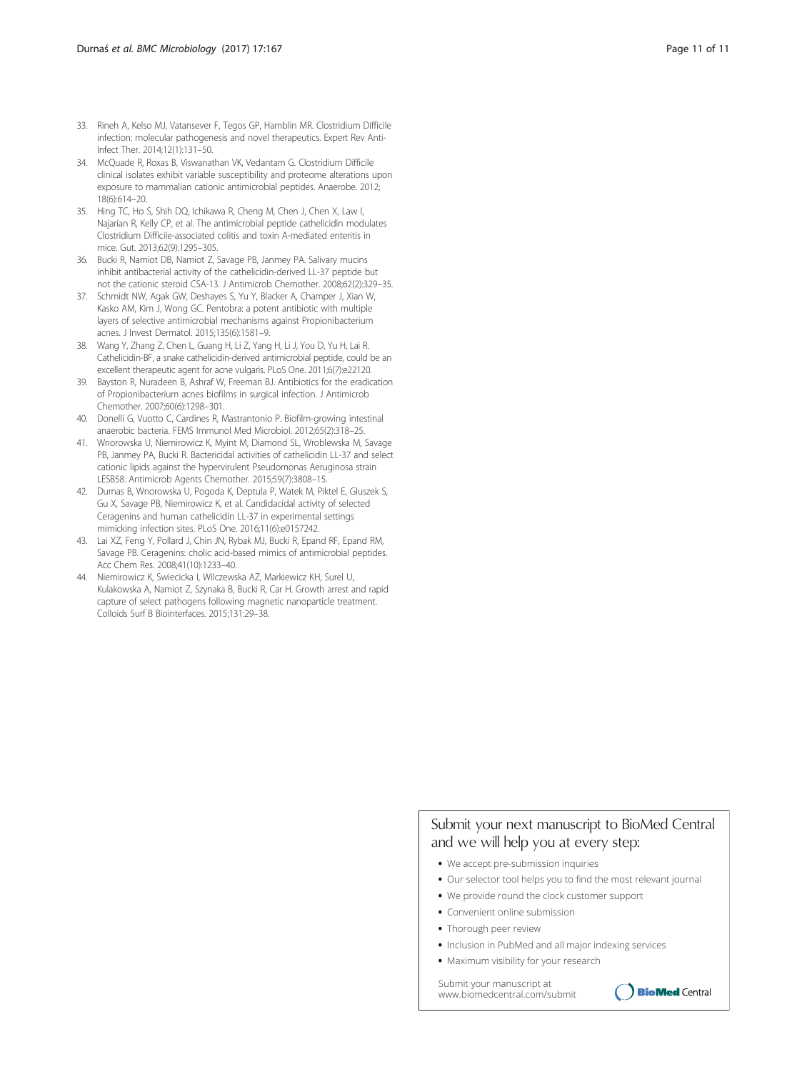33. Rineh A, Kelso MJ, Vatansever F, Tegos GP, Hamblin MR. Clostridium Difficile infection: molecular pathogenesis and novel therapeutics. Expert Rev Anti-Infect Ther. 2014;12(1):131–50.
34. McQuade R, Roxas B, Viswanathan VK, Vedantam G. Clostridium Difficile clinical isolates exhibit variable susceptibility and proteome alterations upon exposure to mammalian cationic antimicrobial peptides. Anaerobe. 2012; 18(6):614–20.
35. Hing TC, Ho S, Shih DQ, Ichikawa R, Cheng M, Chen J, Chen X, Law I, Najarian R, Kelly CP, et al. The antimicrobial peptide cathelicidin modulates Clostridium Difficile-associated colitis and toxin A-mediated enteritis in mice. Gut. 2013;62(9):1295–305.
36. Bucki R, Namiot DB, Namiot Z, Savage PB, Janmey PA. Salivary mucins inhibit antibacterial activity of the cathelicidin-derived LL-37 peptide but not the cationic steroid CSA-13. J Antimicrob Chemother. 2008;62(2):329–35.
37. Schmidt NW, Agak GW, Deshayes S, Yu Y, Blacker A, Champer J, Xian W, Kasko AM, Kim J, Wong GC. Pentobra: a potent antibiotic with multiple layers of selective antimicrobial mechanisms against Propionibacterium acnes. J Invest Dermatol. 2015;135(6):1581–9.
38. Wang Y, Zhang Z, Chen L, Guang H, Li Z, Yang H, Li J, You D, Yu H, Lai R. Cathelicidin-BF, a snake cathelicidin-derived antimicrobial peptide, could be an excellent therapeutic agent for acne vulgaris. PLoS One. 2011;6(7):e22120.
39. Bayston R, Nuradeen B, Ashraf W, Freeman BJ. Antibiotics for the eradication of Propionibacterium acnes biofilms in surgical infection. J Antimicrob Chemother. 2007;60(6):1298–301.
40. Donelli G, Vuotto C, Cardines R, Mastrantonio P. Biofilm-growing intestinal anaerobic bacteria. FEMS Immunol Med Microbiol. 2012;65(2):318–25.
41. Wnorowska U, Niemirowicz K, Myint M, Diamond SL, Wroblewska M, Savage PB, Janmey PA, Bucki R. Bactericidal activities of cathelicidin LL-37 and select cationic lipids against the hypervirulent Pseudomonas Aeruginosa strain LESB58. Antimicrob Agents Chemother. 2015;59(7):3808–15.
42. Durnas B, Wnorowska U, Pogoda K, Deptula P, Watek M, Piktel E, Gluszek S, Gu X, Savage PB, Niemirowicz K, et al. Candidacidal activity of selected Ceragenins and human cathelicidin LL-37 in experimental settings mimicking infection sites. PLoS One. 2016;11(6):e0157242.
43. Lai XZ, Feng Y, Pollard J, Chin JN, Rybak MJ, Bucki R, Epand RF, Epand RM, Savage PB. Ceragenins: cholic acid-based mimics of antimicrobial peptides. Acc Chem Res. 2008;41(10):1233–40.
44. Niemirowicz K, Swiecicka I, Wilczewska AZ, Markiewicz KH, Surel U, Kulakowska A, Namiot Z, Szynaka B, Bucki R, Car H. Growth arrest and rapid capture of select pathogens following magnetic nanoparticle treatment. Colloids Surf B Biointerfaces. 2015;131:29–38.

Submit your next manuscript to BioMed Central and we will help you at every step:

- We accept pre-submission inquiries
- Our selector tool helps you to find the most relevant journal
- We provide round the clock customer support
- Convenient online submission
- Thorough peer review
- Inclusion in PubMed and all major indexing services
- Maximum visibility for your research

Submit your manuscript at www.biomedcentral.com/submit

BioMed Central